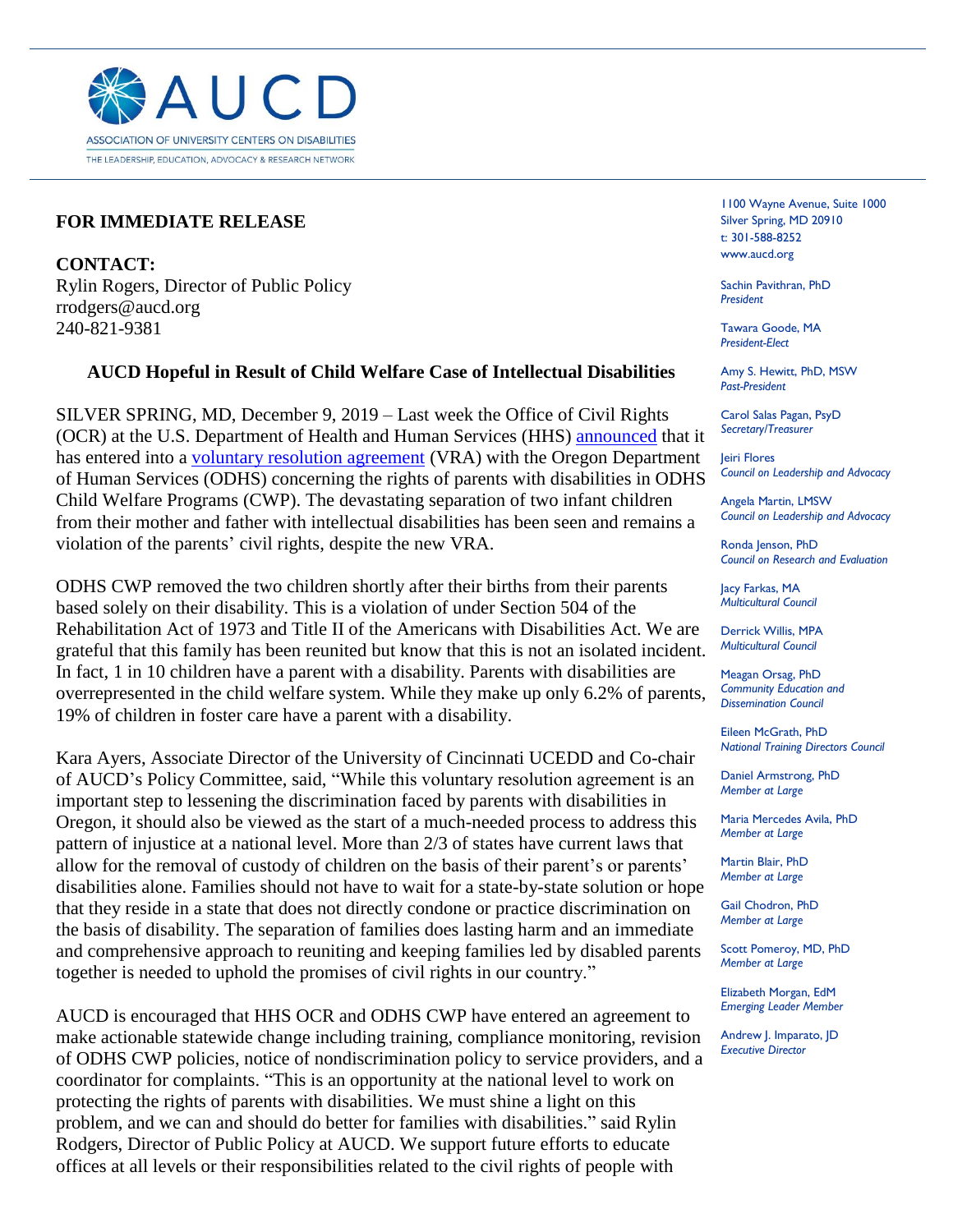ASSOCIATION OF UNIVERSITY CENTERS ON DISABILITIES
THE LEADERSHIP, EDUCATION, ADVOCACY & RESEARCH NETWORK

1100 Wayne Avenue, Suite 1000
Silver Spring, MD 20910
t: 301-588-8252
www.aucd.org

Sachin Pavithran, PhD
*President*

Tawara Goode, MA
*President-Elect*

Amy S. Hewitt, PhD, MSW
*Past-President*

Carol Salas Pagan, PsyD
*Secretary/Treasurer*

Jeiri Flores
*Council on Leadership and Advocacy*

Angela Martin, LMSW
*Council on Leadership and Advocacy*

Ronda Jenson, PhD
*Council on Research and Evaluation*

Jacy Farkas, MA
*Multicultural Council*

Derrick Willis, MPA
*Multicultural Council*

Meagan Orsag, PhD
*Community Education and Dissemination Council*

Eileen McGrath, PhD
*National Training Directors Council*

Daniel Armstrong, PhD
*Member at Large*

Maria Mercedes Avila, PhD
*Member at Large*

Martin Blair, PhD
*Member at Large*

Gail Chodron, PhD
*Member at Large*

Scott Pomeroy, MD, PhD
*Member at Large*

Elizabeth Morgan, EdM
*Emerging Leader Member*

Andrew J. Imparato, JD
*Executive Director*

**FOR IMMEDIATE RELEASE**

**CONTACT:**
Rylin Rogers, Director of Public Policy
rrodgers@aucd.org
240-821-9381

**AUCD Hopeful in Result of Child Welfare Case of Intellectual Disabilities**

SILVER SPRING, MD, December 9, 2019 – Last week the Office of Civil Rights (OCR) at the U.S. Department of Health and Human Services (HHS) announced that it has entered into a voluntary resolution agreement (VRA) with the Oregon Department of Human Services (ODHS) concerning the rights of parents with disabilities in ODHS Child Welfare Programs (CWP). The devastating separation of two infant children from their mother and father with intellectual disabilities has been seen and remains a violation of the parents' civil rights, despite the new VRA.

ODHS CWP removed the two children shortly after their births from their parents based solely on their disability. This is a violation of under Section 504 of the Rehabilitation Act of 1973 and Title II of the Americans with Disabilities Act. We are grateful that this family has been reunited but know that this is not an isolated incident. In fact, 1 in 10 children have a parent with a disability. Parents with disabilities are overrepresented in the child welfare system. While they make up only 6.2% of parents, 19% of children in foster care have a parent with a disability.

Kara Ayers, Associate Director of the University of Cincinnati UCEDD and Co-chair of AUCD's Policy Committee, said, "While this voluntary resolution agreement is an important step to lessening the discrimination faced by parents with disabilities in Oregon, it should also be viewed as the start of a much-needed process to address this pattern of injustice at a national level. More than 2/3 of states have current laws that allow for the removal of custody of children on the basis of their parent's or parents' disabilities alone. Families should not have to wait for a state-by-state solution or hope that they reside in a state that does not directly condone or practice discrimination on the basis of disability. The separation of families does lasting harm and an immediate and comprehensive approach to reuniting and keeping families led by disabled parents together is needed to uphold the promises of civil rights in our country."

AUCD is encouraged that HHS OCR and ODHS CWP have entered an agreement to make actionable statewide change including training, compliance monitoring, revision of ODHS CWP policies, notice of nondiscrimination policy to service providers, and a coordinator for complaints. "This is an opportunity at the national level to work on protecting the rights of parents with disabilities. We must shine a light on this problem, and we can and should do better for families with disabilities." said Rylin Rodgers, Director of Public Policy at AUCD. We support future efforts to educate offices at all levels or their responsibilities related to the civil rights of people with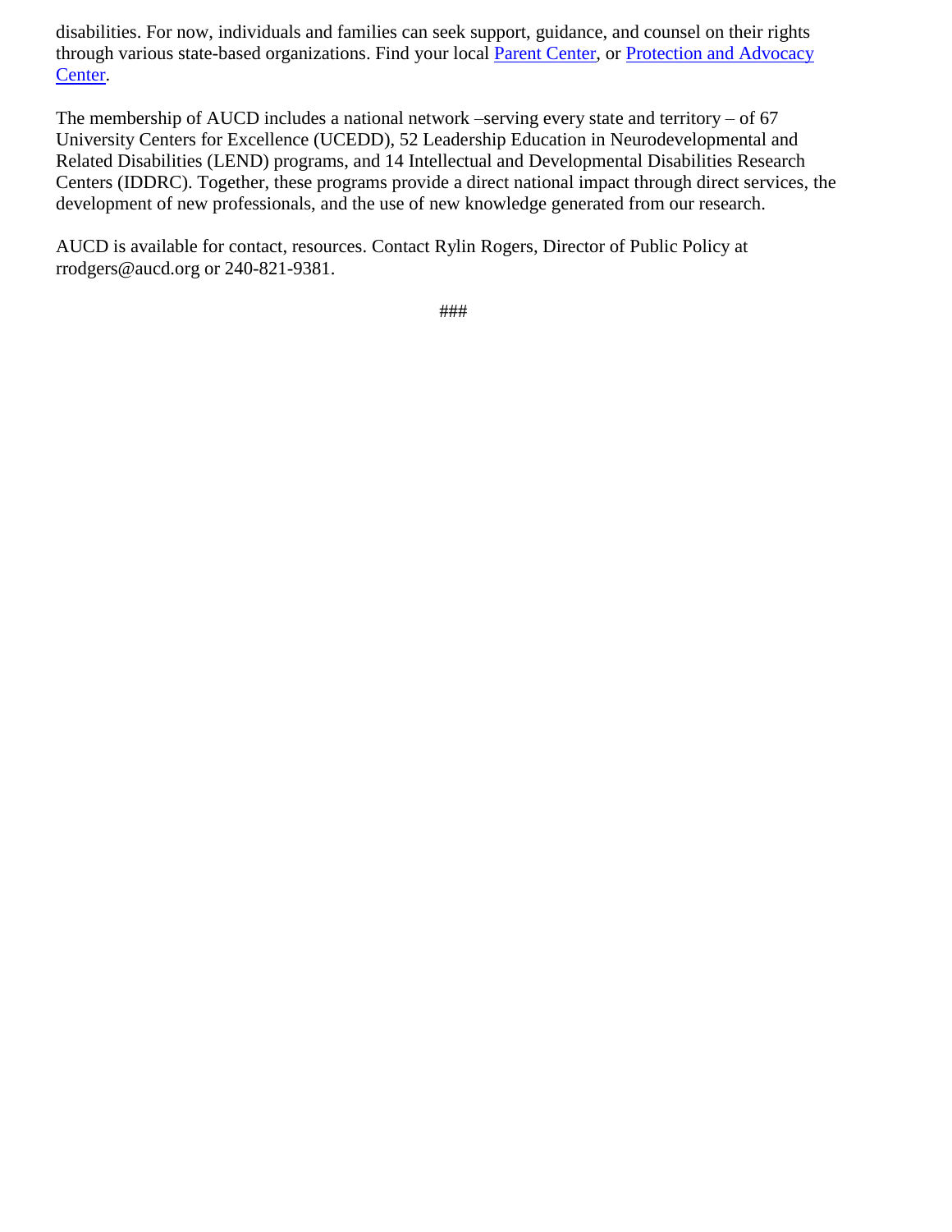disabilities. For now, individuals and families can seek support, guidance, and counsel on their rights through various state-based organizations. Find your local Parent Center, or Protection and Advocacy Center.

The membership of AUCD includes a national network –serving every state and territory – of 67 University Centers for Excellence (UCEDD), 52 Leadership Education in Neurodevelopmental and Related Disabilities (LEND) programs, and 14 Intellectual and Developmental Disabilities Research Centers (IDDRC). Together, these programs provide a direct national impact through direct services, the development of new professionals, and the use of new knowledge generated from our research.

AUCD is available for contact, resources. Contact Rylin Rogers, Director of Public Policy at rrodgers@aucd.org or 240-821-9381.

###